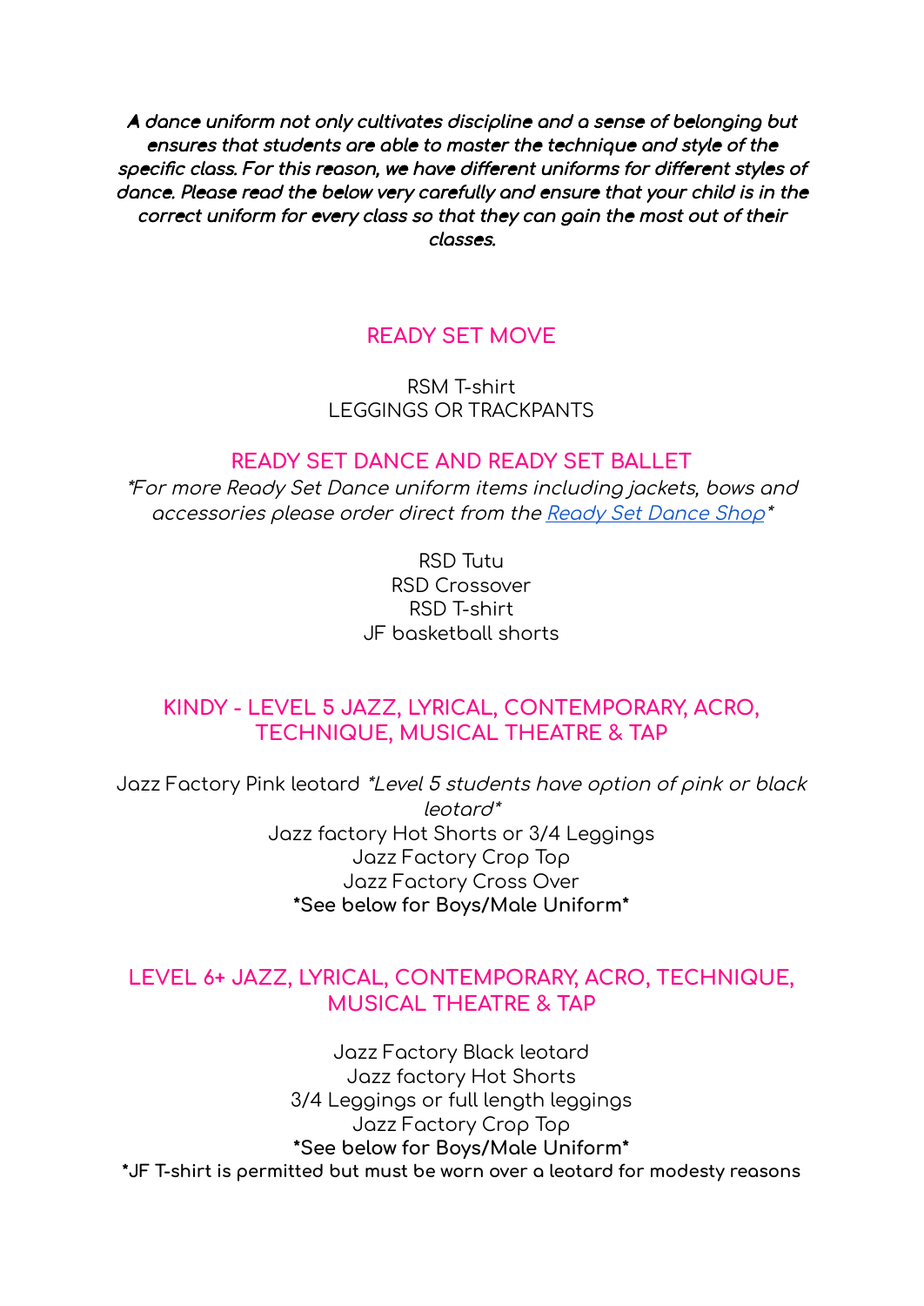***A dance uniform not only cultivates discipline and a sense of belonging but ensures that students are able to master the technique and style of the specific class. For this reason, we have different uniforms for different styles of dance. Please read the below very carefully and ensure that your child is in the correct uniform for every class so that they can gain the most out of their classes.***

## READY SET MOVE

RSM T-shirt
LEGGINGS OR TRACKPANTS

## READY SET DANCE AND READY SET BALLET

*\*For more Ready Set Dance uniform items including jackets, bows and accessories please order direct from the Ready Set Dance Shop\**

RSD Tutu
RSD Crossover
RSD T-shirt
JF basketball shorts

## KINDY - LEVEL 5 JAZZ, LYRICAL, CONTEMPORARY, ACRO, TECHNIQUE, MUSICAL THEATRE & TAP

Jazz Factory Pink leotard *\*Level 5 students have option of pink or black leotard\**
Jazz factory Hot Shorts or 3/4 Leggings
Jazz Factory Crop Top
Jazz Factory Cross Over
**\*See below for Boys/Male Uniform\***

## LEVEL 6+ JAZZ, LYRICAL, CONTEMPORARY, ACRO, TECHNIQUE, MUSICAL THEATRE & TAP

Jazz Factory Black leotard
Jazz factory Hot Shorts
3/4 Leggings or full length leggings
Jazz Factory Crop Top
**\*See below for Boys/Male Uniform\***
**\*JF T-shirt is permitted but must be worn over a leotard for modesty reasons**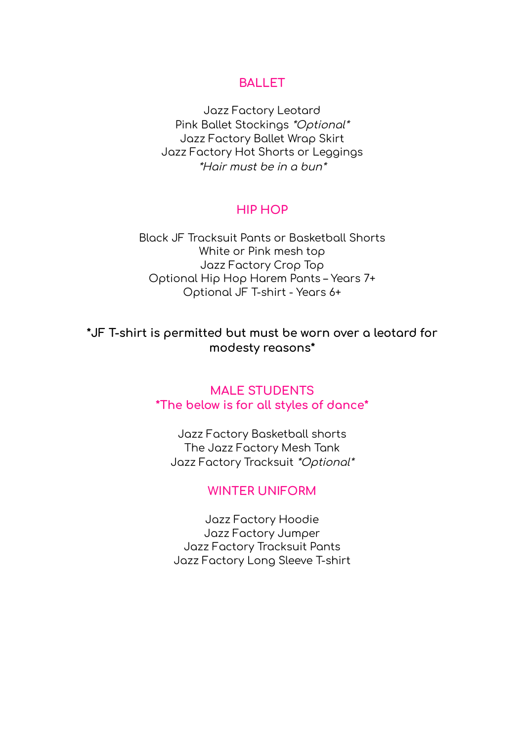## BALLET

Jazz Factory Leotard
Pink Ballet Stockings *\*Optional\**
Jazz Factory Ballet Wrap Skirt
Jazz Factory Hot Shorts or Leggings
*\*Hair must be in a bun\**

## HIP HOP

Black JF Tracksuit Pants or Basketball Shorts
White or Pink mesh top
Jazz Factory Crop Top
Optional Hip Hop Harem Pants – Years 7+
Optional JF T-shirt - Years 6+

**\*JF T-shirt is permitted but must be worn over a leotard for modesty reasons\***

## MALE STUDENTS

**\*The below is for all styles of dance\***

Jazz Factory Basketball shorts
The Jazz Factory Mesh Tank
Jazz Factory Tracksuit *\*Optional\**

## WINTER UNIFORM

Jazz Factory Hoodie
Jazz Factory Jumper
Jazz Factory Tracksuit Pants
Jazz Factory Long Sleeve T-shirt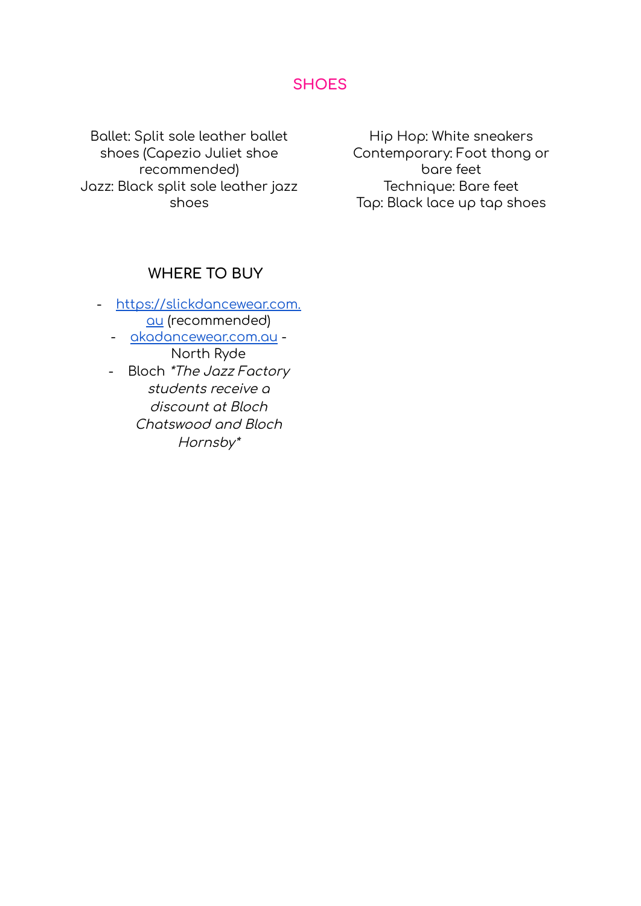## SHOES

Ballet: Split sole leather ballet shoes (Capezio Juliet shoe recommended)
Jazz: Black split sole leather jazz shoes

Hip Hop: White sneakers
Contemporary: Foot thong or bare feet
Technique: Bare feet
Tap: Black lace up tap shoes

## WHERE TO BUY

- [https://slickdancewear.com.au](https://slickdancewear.com.au) (recommended)
- [akadancewear.com.au](akadancewear.com.au) - North Ryde
- Bloch *\*The Jazz Factory students receive a discount at Bloch Chatswood and Bloch Hornsby\**